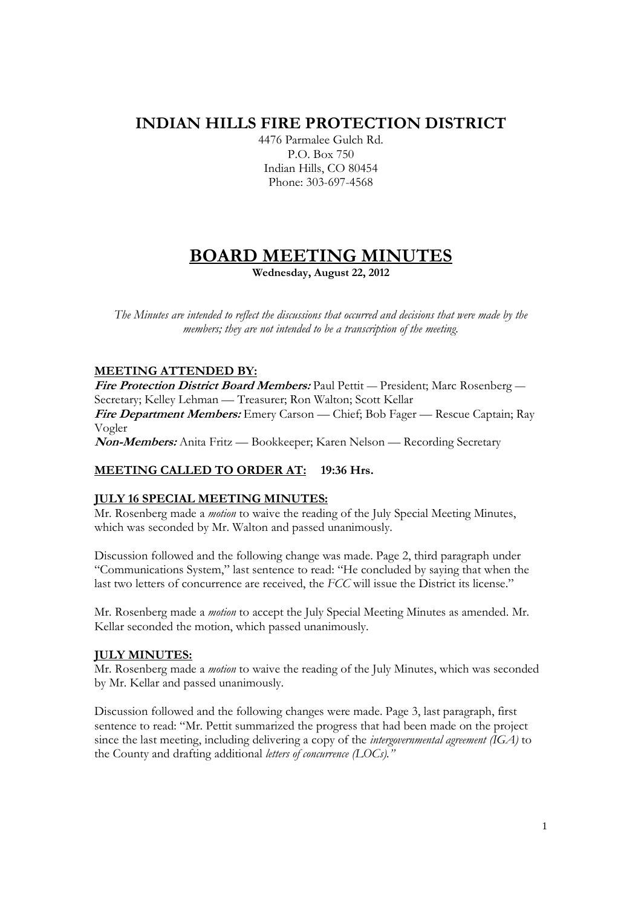# INDIAN HILLS FIRE PROTECTION DISTRICT

4476 Parmalee Gulch Rd.
P.O. Box 750
Indian Hills, CO 80454
Phone: 303-697-4568

# BOARD MEETING MINUTES

**Wednesday, August 22, 2012**

*The Minutes are intended to reflect the discussions that occurred and decisions that were made by the members; they are not intended to be a transcription of the meeting.*

**MEETING ATTENDED BY:**

***Fire Protection District Board Members:*** Paul Pettit — President; Marc Rosenberg — Secretary; Kelley Lehman — Treasurer; Ron Walton; Scott Kellar
***Fire Department Members:*** Emery Carson — Chief; Bob Fager — Rescue Captain; Ray Vogler
***Non-Members:*** Anita Fritz — Bookkeeper; Karen Nelson — Recording Secretary

**MEETING CALLED TO ORDER AT: 19:36 Hrs.**

**JULY 16 SPECIAL MEETING MINUTES:**

Mr. Rosenberg made a *motion* to waive the reading of the July Special Meeting Minutes, which was seconded by Mr. Walton and passed unanimously.

Discussion followed and the following change was made. Page 2, third paragraph under "Communications System," last sentence to read: "He concluded by saying that when the last two letters of concurrence are received, the *FCC* will issue the District its license."

Mr. Rosenberg made a *motion* to accept the July Special Meeting Minutes as amended. Mr. Kellar seconded the motion, which passed unanimously.

**JULY MINUTES:**

Mr. Rosenberg made a *motion* to waive the reading of the July Minutes, which was seconded by Mr. Kellar and passed unanimously.

Discussion followed and the following changes were made. Page 3, last paragraph, first sentence to read: "Mr. Pettit summarized the progress that had been made on the project since the last meeting, including delivering a copy of the *intergovernmental agreement (IGA)* to the County and drafting additional *letters of concurrence (LOCs)."*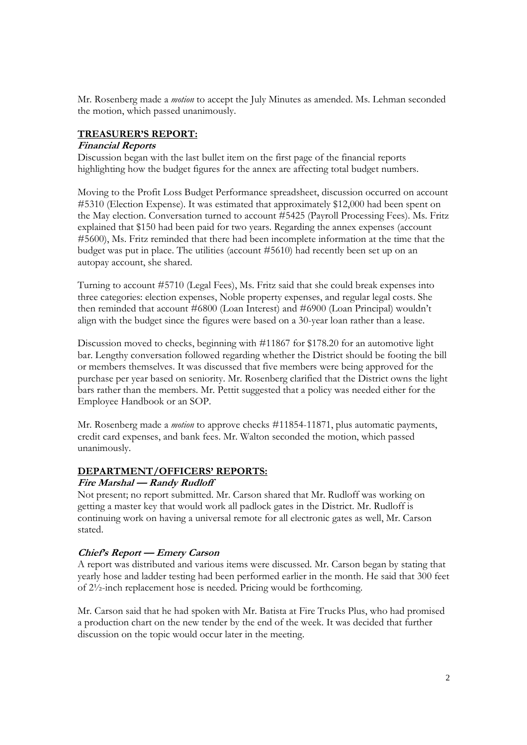Mr. Rosenberg made a *motion* to accept the July Minutes as amended. Ms. Lehman seconded the motion, which passed unanimously.

## TREASURER'S REPORT:

### *Financial Reports*

Discussion began with the last bullet item on the first page of the financial reports highlighting how the budget figures for the annex are affecting total budget numbers.

Moving to the Profit Loss Budget Performance spreadsheet, discussion occurred on account #5310 (Election Expense). It was estimated that approximately $12,000 had been spent on the May election. Conversation turned to account #5425 (Payroll Processing Fees). Ms. Fritz explained that $150 had been paid for two years. Regarding the annex expenses (account #5600), Ms. Fritz reminded that there had been incomplete information at the time that the budget was put in place. The utilities (account #5610) had recently been set up on an autopay account, she shared.

Turning to account #5710 (Legal Fees), Ms. Fritz said that she could break expenses into three categories: election expenses, Noble property expenses, and regular legal costs. She then reminded that account #6800 (Loan Interest) and #6900 (Loan Principal) wouldn't align with the budget since the figures were based on a 30-year loan rather than a lease.

Discussion moved to checks, beginning with #11867 for $178.20 for an automotive light bar. Lengthy conversation followed regarding whether the District should be footing the bill or members themselves. It was discussed that five members were being approved for the purchase per year based on seniority. Mr. Rosenberg clarified that the District owns the light bars rather than the members. Mr. Pettit suggested that a policy was needed either for the Employee Handbook or an SOP.

Mr. Rosenberg made a *motion* to approve checks #11854-11871, plus automatic payments, credit card expenses, and bank fees. Mr. Walton seconded the motion, which passed unanimously.

## DEPARTMENT/OFFICERS' REPORTS:

### *Fire Marshal — Randy Rudloff*

Not present; no report submitted. Mr. Carson shared that Mr. Rudloff was working on getting a master key that would work all padlock gates in the District. Mr. Rudloff is continuing work on having a universal remote for all electronic gates as well, Mr. Carson stated.

### *Chief's Report — Emery Carson*

A report was distributed and various items were discussed. Mr. Carson began by stating that yearly hose and ladder testing had been performed earlier in the month. He said that 300 feet of 2½-inch replacement hose is needed. Pricing would be forthcoming.

Mr. Carson said that he had spoken with Mr. Batista at Fire Trucks Plus, who had promised a production chart on the new tender by the end of the week. It was decided that further discussion on the topic would occur later in the meeting.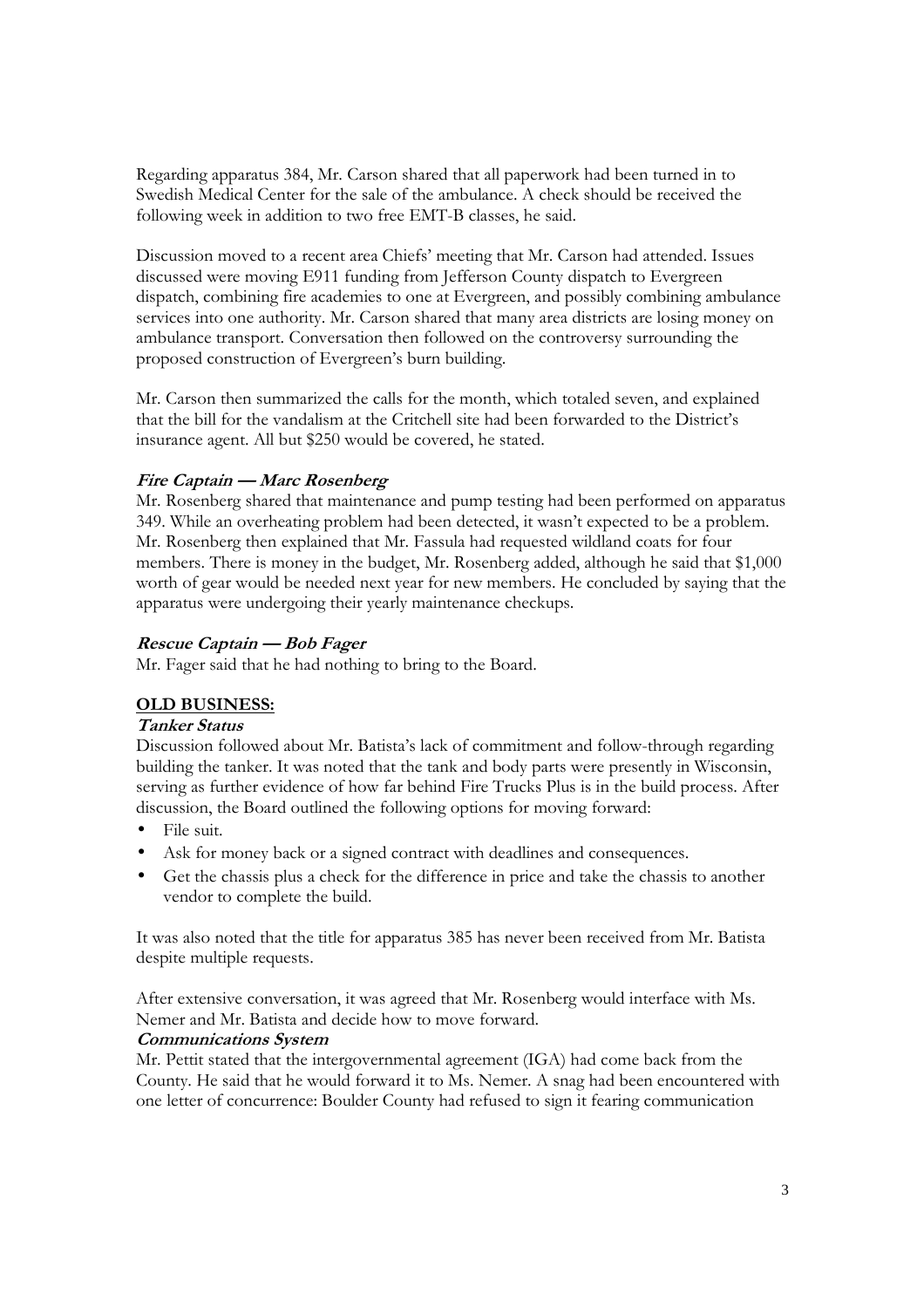Regarding apparatus 384, Mr. Carson shared that all paperwork had been turned in to Swedish Medical Center for the sale of the ambulance. A check should be received the following week in addition to two free EMT-B classes, he said.

Discussion moved to a recent area Chiefs' meeting that Mr. Carson had attended. Issues discussed were moving E911 funding from Jefferson County dispatch to Evergreen dispatch, combining fire academies to one at Evergreen, and possibly combining ambulance services into one authority. Mr. Carson shared that many area districts are losing money on ambulance transport. Conversation then followed on the controversy surrounding the proposed construction of Evergreen's burn building.

Mr. Carson then summarized the calls for the month, which totaled seven, and explained that the bill for the vandalism at the Critchell site had been forwarded to the District's insurance agent. All but $250 would be covered, he stated.

***Fire Captain — Marc Rosenberg***

Mr. Rosenberg shared that maintenance and pump testing had been performed on apparatus 349. While an overheating problem had been detected, it wasn't expected to be a problem. Mr. Rosenberg then explained that Mr. Fassula had requested wildland coats for four members. There is money in the budget, Mr. Rosenberg added, although he said that $1,000 worth of gear would be needed next year for new members. He concluded by saying that the apparatus were undergoing their yearly maintenance checkups.

***Rescue Captain — Bob Fager***

Mr. Fager said that he had nothing to bring to the Board.

**OLD BUSINESS:**

***Tanker Status***

Discussion followed about Mr. Batista's lack of commitment and follow-through regarding building the tanker. It was noted that the tank and body parts were presently in Wisconsin, serving as further evidence of how far behind Fire Trucks Plus is in the build process. After discussion, the Board outlined the following options for moving forward:

- File suit.
- Ask for money back or a signed contract with deadlines and consequences.
- Get the chassis plus a check for the difference in price and take the chassis to another vendor to complete the build.

It was also noted that the title for apparatus 385 has never been received from Mr. Batista despite multiple requests.

After extensive conversation, it was agreed that Mr. Rosenberg would interface with Ms. Nemer and Mr. Batista and decide how to move forward.

***Communications System***

Mr. Pettit stated that the intergovernmental agreement (IGA) had come back from the County. He said that he would forward it to Ms. Nemer. A snag had been encountered with one letter of concurrence: Boulder County had refused to sign it fearing communication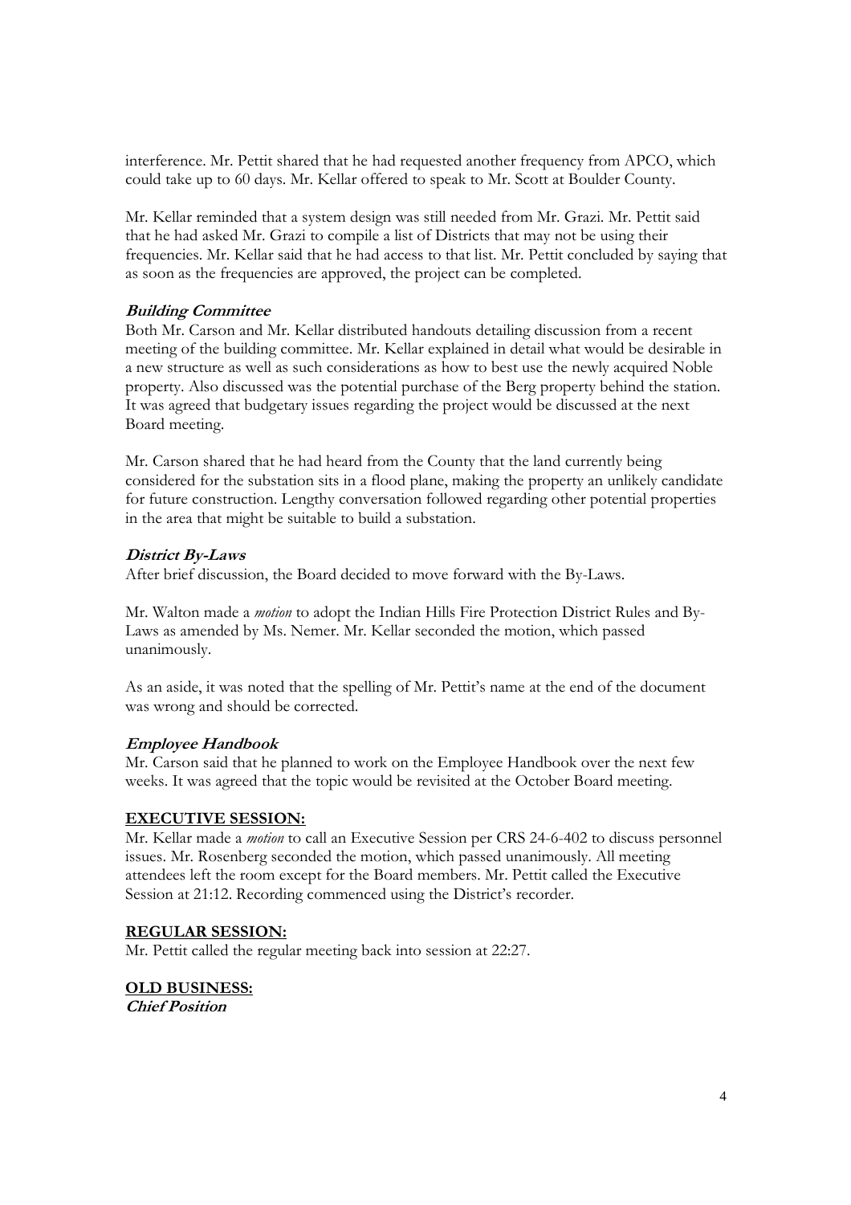interference. Mr. Pettit shared that he had requested another frequency from APCO, which could take up to 60 days. Mr. Kellar offered to speak to Mr. Scott at Boulder County.

Mr. Kellar reminded that a system design was still needed from Mr. Grazi. Mr. Pettit said that he had asked Mr. Grazi to compile a list of Districts that may not be using their frequencies. Mr. Kellar said that he had access to that list. Mr. Pettit concluded by saying that as soon as the frequencies are approved, the project can be completed.

***Building Committee***

Both Mr. Carson and Mr. Kellar distributed handouts detailing discussion from a recent meeting of the building committee. Mr. Kellar explained in detail what would be desirable in a new structure as well as such considerations as how to best use the newly acquired Noble property. Also discussed was the potential purchase of the Berg property behind the station. It was agreed that budgetary issues regarding the project would be discussed at the next Board meeting.

Mr. Carson shared that he had heard from the County that the land currently being considered for the substation sits in a flood plane, making the property an unlikely candidate for future construction. Lengthy conversation followed regarding other potential properties in the area that might be suitable to build a substation.

***District By-Laws***

After brief discussion, the Board decided to move forward with the By-Laws.

Mr. Walton made a *motion* to adopt the Indian Hills Fire Protection District Rules and By-Laws as amended by Ms. Nemer. Mr. Kellar seconded the motion, which passed unanimously.

As an aside, it was noted that the spelling of Mr. Pettit's name at the end of the document was wrong and should be corrected.

***Employee Handbook***

Mr. Carson said that he planned to work on the Employee Handbook over the next few weeks. It was agreed that the topic would be revisited at the October Board meeting.

**EXECUTIVE SESSION:**

Mr. Kellar made a *motion* to call an Executive Session per CRS 24-6-402 to discuss personnel issues. Mr. Rosenberg seconded the motion, which passed unanimously. All meeting attendees left the room except for the Board members. Mr. Pettit called the Executive Session at 21:12. Recording commenced using the District's recorder.

**REGULAR SESSION:**

Mr. Pettit called the regular meeting back into session at 22:27.

**OLD BUSINESS:**

***Chief Position***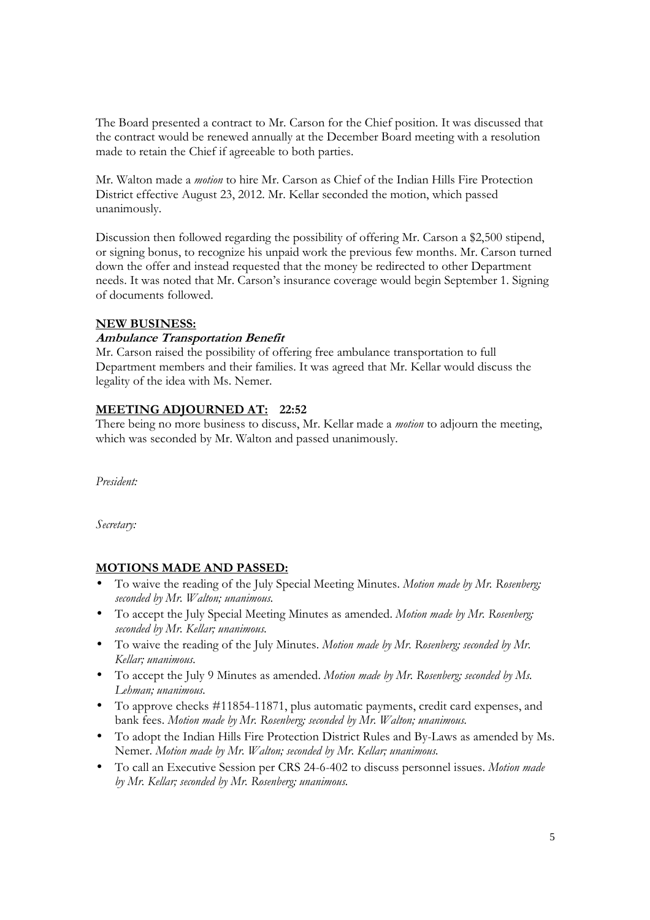The Board presented a contract to Mr. Carson for the Chief position. It was discussed that the contract would be renewed annually at the December Board meeting with a resolution made to retain the Chief if agreeable to both parties.

Mr. Walton made a *motion* to hire Mr. Carson as Chief of the Indian Hills Fire Protection District effective August 23, 2012. Mr. Kellar seconded the motion, which passed unanimously.

Discussion then followed regarding the possibility of offering Mr. Carson a $2,500 stipend, or signing bonus, to recognize his unpaid work the previous few months. Mr. Carson turned down the offer and instead requested that the money be redirected to other Department needs. It was noted that Mr. Carson's insurance coverage would begin September 1. Signing of documents followed.

## NEW BUSINESS:

### *Ambulance Transportation Benefit*

Mr. Carson raised the possibility of offering free ambulance transportation to full Department members and their families. It was agreed that Mr. Kellar would discuss the legality of the idea with Ms. Nemer.

## MEETING ADJOURNED AT: 22:52

There being no more business to discuss, Mr. Kellar made a *motion* to adjourn the meeting, which was seconded by Mr. Walton and passed unanimously.

*President:*

*Secretary:*

## MOTIONS MADE AND PASSED:

- To waive the reading of the July Special Meeting Minutes. *Motion made by Mr. Rosenberg; seconded by Mr. Walton; unanimous.*
- To accept the July Special Meeting Minutes as amended. *Motion made by Mr. Rosenberg; seconded by Mr. Kellar; unanimous.*
- To waive the reading of the July Minutes. *Motion made by Mr. Rosenberg; seconded by Mr. Kellar; unanimous.*
- To accept the July 9 Minutes as amended. *Motion made by Mr. Rosenberg; seconded by Ms. Lehman; unanimous.*
- To approve checks #11854-11871, plus automatic payments, credit card expenses, and bank fees. *Motion made by Mr. Rosenberg; seconded by Mr. Walton; unanimous.*
- To adopt the Indian Hills Fire Protection District Rules and By-Laws as amended by Ms. Nemer. *Motion made by Mr. Walton; seconded by Mr. Kellar; unanimous.*
- To call an Executive Session per CRS 24-6-402 to discuss personnel issues. *Motion made by Mr. Kellar; seconded by Mr. Rosenberg; unanimous.*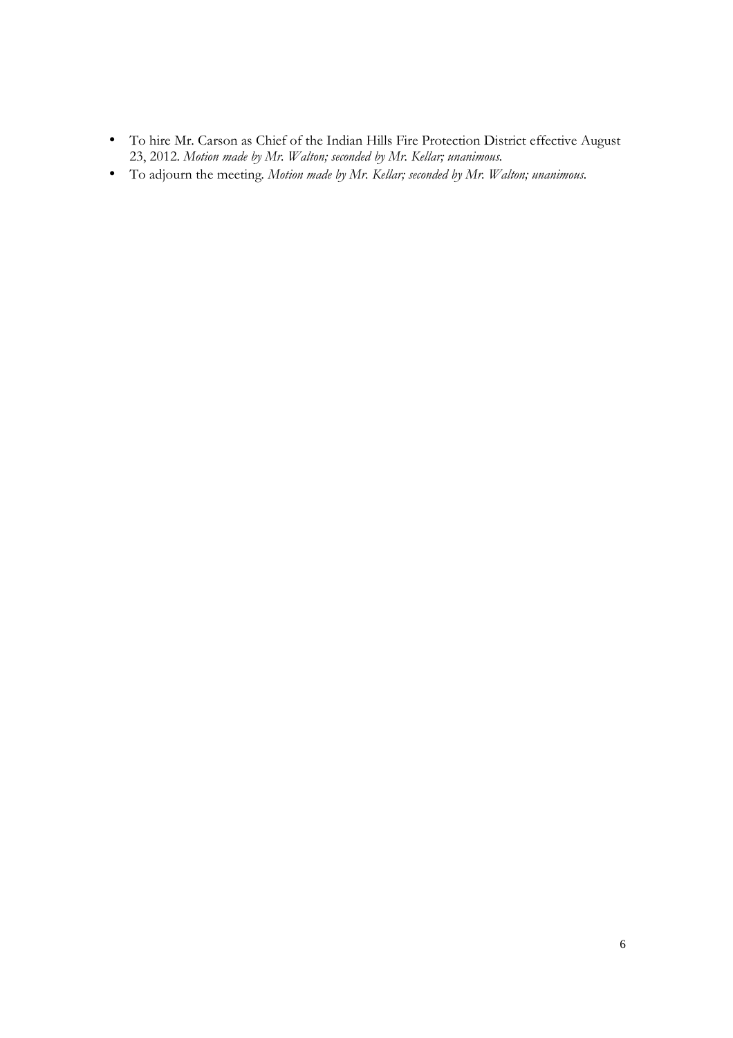- To hire Mr. Carson as Chief of the Indian Hills Fire Protection District effective August 23, 2012. *Motion made by Mr. Walton; seconded by Mr. Kellar; unanimous.*
- To adjourn the meeting. *Motion made by Mr. Kellar; seconded by Mr. Walton; unanimous.*